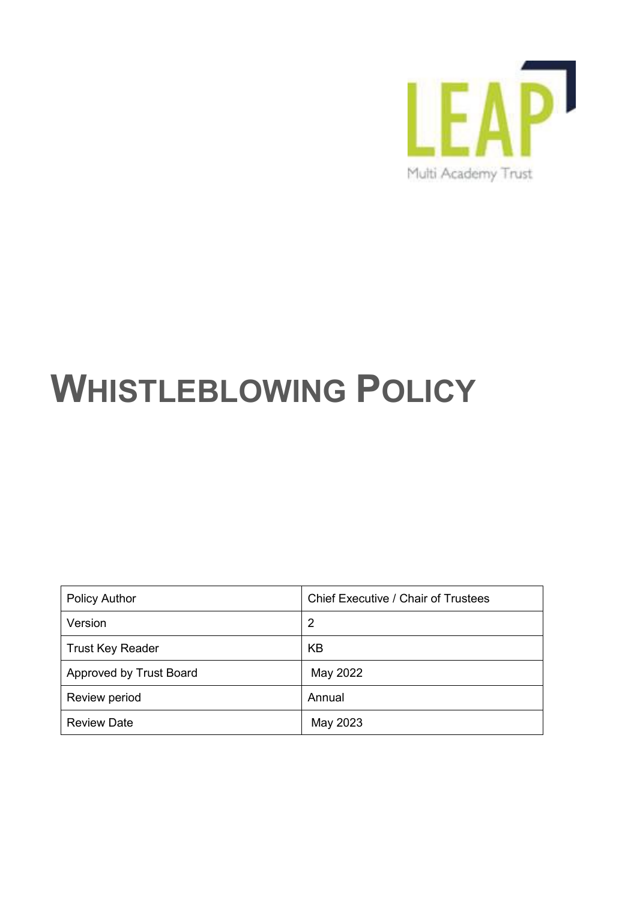LEAP

Multi Academy Trust

# WHISTLEBLOWING POLICY

| Policy Author | Chief Executive / Chair of Trustees |
|---|---|
| Version | 2 |
| Trust Key Reader | KB |
| Approved by Trust Board | May 2022 |
| Review period | Annual |
| Review Date | May 2023 |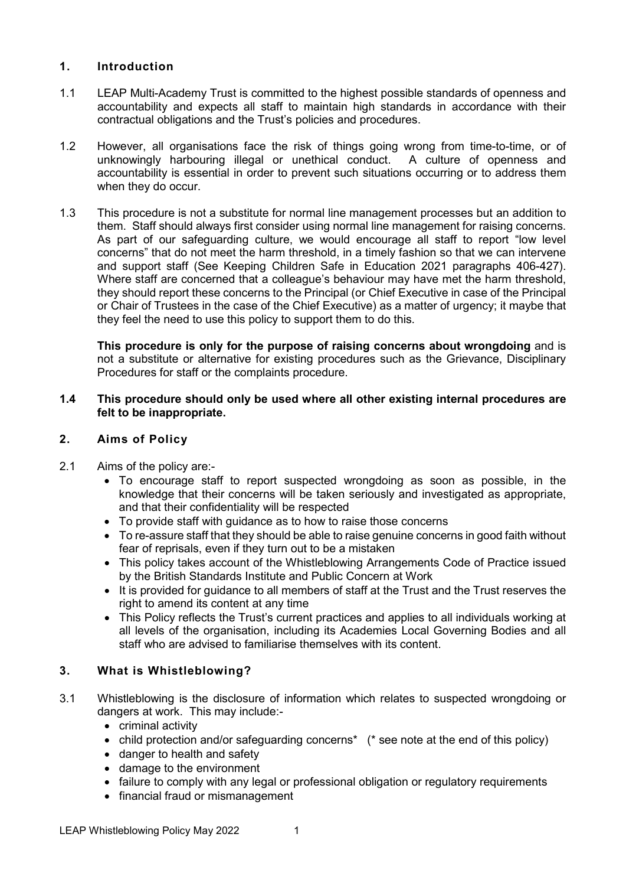## 1. Introduction

1.1 LEAP Multi-Academy Trust is committed to the highest possible standards of openness and accountability and expects all staff to maintain high standards in accordance with their contractual obligations and the Trust's policies and procedures.

1.2 However, all organisations face the risk of things going wrong from time-to-time, or of unknowingly harbouring illegal or unethical conduct. A culture of openness and accountability is essential in order to prevent such situations occurring or to address them when they do occur.

1.3 This procedure is not a substitute for normal line management processes but an addition to them. Staff should always first consider using normal line management for raising concerns. As part of our safeguarding culture, we would encourage all staff to report "low level concerns" that do not meet the harm threshold, in a timely fashion so that we can intervene and support staff (See Keeping Children Safe in Education 2021 paragraphs 406-427). Where staff are concerned that a colleague's behaviour may have met the harm threshold, they should report these concerns to the Principal (or Chief Executive in case of the Principal or Chair of Trustees in the case of the Chief Executive) as a matter of urgency; it maybe that they feel the need to use this policy to support them to do this.

**This procedure is only for the purpose of raising concerns about wrongdoing** and is not a substitute or alternative for existing procedures such as the Grievance, Disciplinary Procedures for staff or the complaints procedure.

**1.4 This procedure should only be used where all other existing internal procedures are felt to be inappropriate.**

## 2. Aims of Policy

2.1 Aims of the policy are:-

- To encourage staff to report suspected wrongdoing as soon as possible, in the knowledge that their concerns will be taken seriously and investigated as appropriate, and that their confidentiality will be respected
- To provide staff with guidance as to how to raise those concerns
- To re-assure staff that they should be able to raise genuine concerns in good faith without fear of reprisals, even if they turn out to be a mistaken
- This policy takes account of the Whistleblowing Arrangements Code of Practice issued by the British Standards Institute and Public Concern at Work
- It is provided for guidance to all members of staff at the Trust and the Trust reserves the right to amend its content at any time
- This Policy reflects the Trust's current practices and applies to all individuals working at all levels of the organisation, including its Academies Local Governing Bodies and all staff who are advised to familiarise themselves with its content.

## 3. What is Whistleblowing?

3.1 Whistleblowing is the disclosure of information which relates to suspected wrongdoing or dangers at work. This may include:-

- criminal activity
- child protection and/or safeguarding concerns* (* see note at the end of this policy)
- danger to health and safety
- damage to the environment
- failure to comply with any legal or professional obligation or regulatory requirements
- financial fraud or mismanagement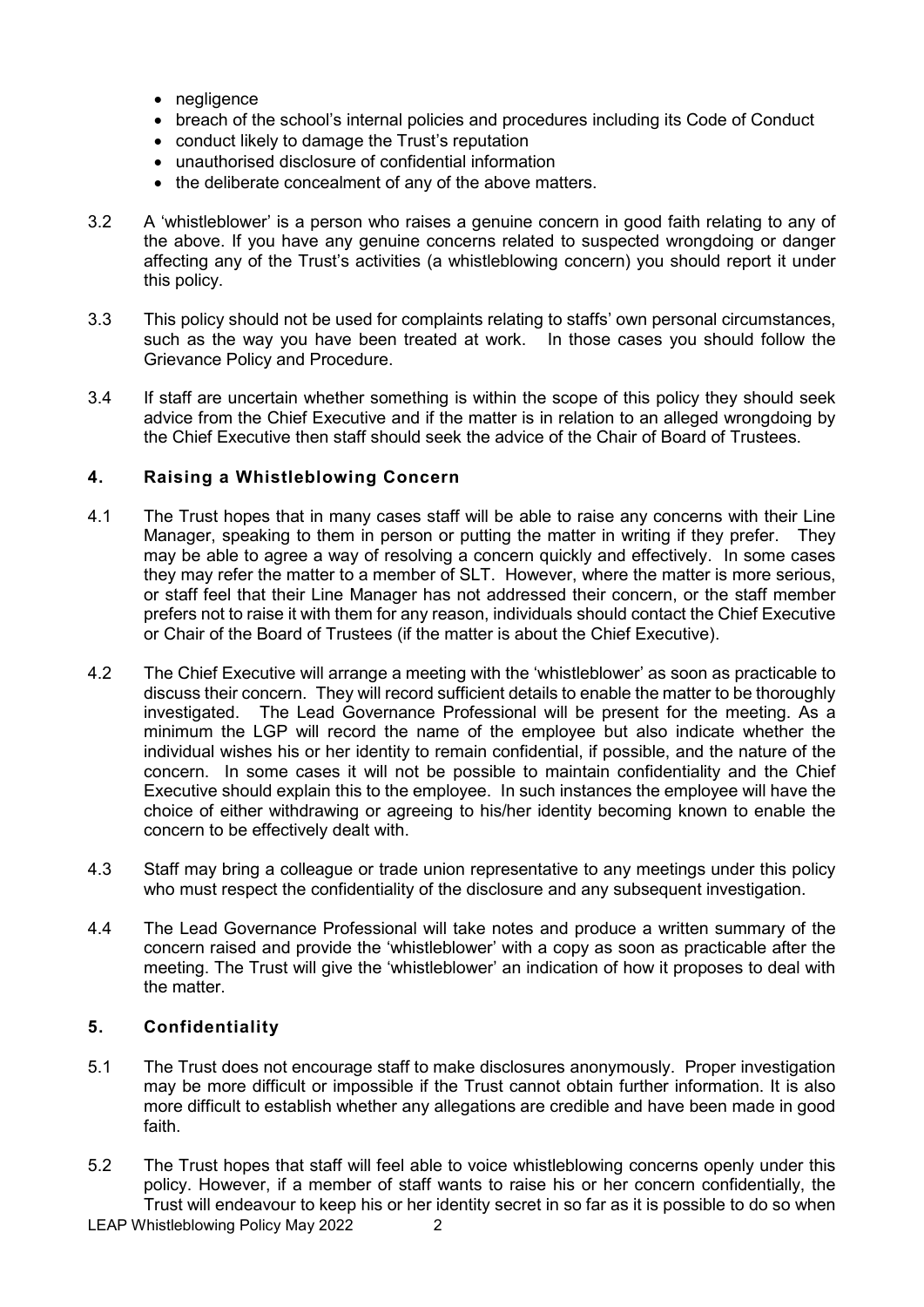- negligence
- breach of the school's internal policies and procedures including its Code of Conduct
- conduct likely to damage the Trust's reputation
- unauthorised disclosure of confidential information
- the deliberate concealment of any of the above matters.

3.2 A 'whistleblower' is a person who raises a genuine concern in good faith relating to any of the above. If you have any genuine concerns related to suspected wrongdoing or danger affecting any of the Trust's activities (a whistleblowing concern) you should report it under this policy.

3.3 This policy should not be used for complaints relating to staffs' own personal circumstances, such as the way you have been treated at work. In those cases you should follow the Grievance Policy and Procedure.

3.4 If staff are uncertain whether something is within the scope of this policy they should seek advice from the Chief Executive and if the matter is in relation to an alleged wrongdoing by the Chief Executive then staff should seek the advice of the Chair of Board of Trustees.

## 4. Raising a Whistleblowing Concern

4.1 The Trust hopes that in many cases staff will be able to raise any concerns with their Line Manager, speaking to them in person or putting the matter in writing if they prefer. They may be able to agree a way of resolving a concern quickly and effectively. In some cases they may refer the matter to a member of SLT. However, where the matter is more serious, or staff feel that their Line Manager has not addressed their concern, or the staff member prefers not to raise it with them for any reason, individuals should contact the Chief Executive or Chair of the Board of Trustees (if the matter is about the Chief Executive).

4.2 The Chief Executive will arrange a meeting with the 'whistleblower' as soon as practicable to discuss their concern. They will record sufficient details to enable the matter to be thoroughly investigated. The Lead Governance Professional will be present for the meeting. As a minimum the LGP will record the name of the employee but also indicate whether the individual wishes his or her identity to remain confidential, if possible, and the nature of the concern. In some cases it will not be possible to maintain confidentiality and the Chief Executive should explain this to the employee. In such instances the employee will have the choice of either withdrawing or agreeing to his/her identity becoming known to enable the concern to be effectively dealt with.

4.3 Staff may bring a colleague or trade union representative to any meetings under this policy who must respect the confidentiality of the disclosure and any subsequent investigation.

4.4 The Lead Governance Professional will take notes and produce a written summary of the concern raised and provide the 'whistleblower' with a copy as soon as practicable after the meeting. The Trust will give the 'whistleblower' an indication of how it proposes to deal with the matter.

## 5. Confidentiality

5.1 The Trust does not encourage staff to make disclosures anonymously. Proper investigation may be more difficult or impossible if the Trust cannot obtain further information. It is also more difficult to establish whether any allegations are credible and have been made in good faith.

5.2 The Trust hopes that staff will feel able to voice whistleblowing concerns openly under this policy. However, if a member of staff wants to raise his or her concern confidentially, the Trust will endeavour to keep his or her identity secret in so far as it is possible to do so when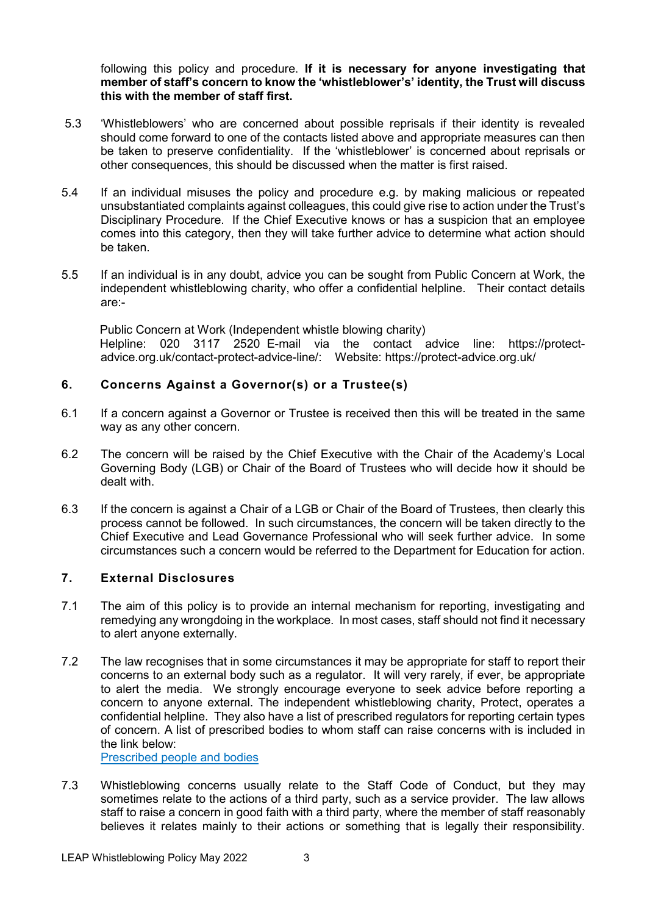following this policy and procedure. **If it is necessary for anyone investigating that member of staff's concern to know the 'whistleblower's' identity, the Trust will discuss this with the member of staff first.**

5.3 'Whistleblowers' who are concerned about possible reprisals if their identity is revealed should come forward to one of the contacts listed above and appropriate measures can then be taken to preserve confidentiality. If the 'whistleblower' is concerned about reprisals or other consequences, this should be discussed when the matter is first raised.

5.4 If an individual misuses the policy and procedure e.g. by making malicious or repeated unsubstantiated complaints against colleagues, this could give rise to action under the Trust's Disciplinary Procedure. If the Chief Executive knows or has a suspicion that an employee comes into this category, then they will take further advice to determine what action should be taken.

5.5 If an individual is in any doubt, advice you can be sought from Public Concern at Work, the independent whistleblowing charity, who offer a confidential helpline. Their contact details are:-

Public Concern at Work (Independent whistle blowing charity)
Helpline: 020 3117 2520 E-mail via the contact advice line: https://protect-advice.org.uk/contact-protect-advice-line/: Website: https://protect-advice.org.uk/

## 6. Concerns Against a Governor(s) or a Trustee(s)

6.1 If a concern against a Governor or Trustee is received then this will be treated in the same way as any other concern.

6.2 The concern will be raised by the Chief Executive with the Chair of the Academy's Local Governing Body (LGB) or Chair of the Board of Trustees who will decide how it should be dealt with.

6.3 If the concern is against a Chair of a LGB or Chair of the Board of Trustees, then clearly this process cannot be followed. In such circumstances, the concern will be taken directly to the Chief Executive and Lead Governance Professional who will seek further advice. In some circumstances such a concern would be referred to the Department for Education for action.

## 7. External Disclosures

7.1 The aim of this policy is to provide an internal mechanism for reporting, investigating and remedying any wrongdoing in the workplace. In most cases, staff should not find it necessary to alert anyone externally.

7.2 The law recognises that in some circumstances it may be appropriate for staff to report their concerns to an external body such as a regulator. It will very rarely, if ever, be appropriate to alert the media. We strongly encourage everyone to seek advice before reporting a concern to anyone external. The independent whistleblowing charity, Protect, operates a confidential helpline. They also have a list of prescribed regulators for reporting certain types of concern. A list of prescribed bodies to whom staff can raise concerns with is included in the link below:
Prescribed people and bodies

7.3 Whistleblowing concerns usually relate to the Staff Code of Conduct, but they may sometimes relate to the actions of a third party, such as a service provider. The law allows staff to raise a concern in good faith with a third party, where the member of staff reasonably believes it relates mainly to their actions or something that is legally their responsibility.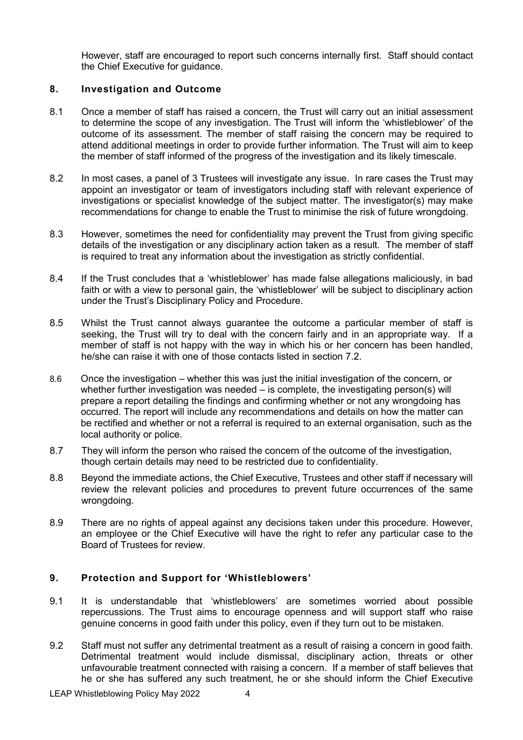However, staff are encouraged to report such concerns internally first. Staff should contact the Chief Executive for guidance.

## 8. Investigation and Outcome

8.1 Once a member of staff has raised a concern, the Trust will carry out an initial assessment to determine the scope of any investigation. The Trust will inform the 'whistleblower' of the outcome of its assessment. The member of staff raising the concern may be required to attend additional meetings in order to provide further information. The Trust will aim to keep the member of staff informed of the progress of the investigation and its likely timescale.

8.2 In most cases, a panel of 3 Trustees will investigate any issue. In rare cases the Trust may appoint an investigator or team of investigators including staff with relevant experience of investigations or specialist knowledge of the subject matter. The investigator(s) may make recommendations for change to enable the Trust to minimise the risk of future wrongdoing.

8.3 However, sometimes the need for confidentiality may prevent the Trust from giving specific details of the investigation or any disciplinary action taken as a result. The member of staff is required to treat any information about the investigation as strictly confidential.

8.4 If the Trust concludes that a 'whistleblower' has made false allegations maliciously, in bad faith or with a view to personal gain, the 'whistleblower' will be subject to disciplinary action under the Trust's Disciplinary Policy and Procedure.

8.5 Whilst the Trust cannot always guarantee the outcome a particular member of staff is seeking, the Trust will try to deal with the concern fairly and in an appropriate way. If a member of staff is not happy with the way in which his or her concern has been handled, he/she can raise it with one of those contacts listed in section 7.2.

8.6 Once the investigation – whether this was just the initial investigation of the concern, or whether further investigation was needed – is complete, the investigating person(s) will prepare a report detailing the findings and confirming whether or not any wrongdoing has occurred. The report will include any recommendations and details on how the matter can be rectified and whether or not a referral is required to an external organisation, such as the local authority or police.

8.7 They will inform the person who raised the concern of the outcome of the investigation, though certain details may need to be restricted due to confidentiality.

8.8 Beyond the immediate actions, the Chief Executive, Trustees and other staff if necessary will review the relevant policies and procedures to prevent future occurrences of the same wrongdoing.

8.9 There are no rights of appeal against any decisions taken under this procedure. However, an employee or the Chief Executive will have the right to refer any particular case to the Board of Trustees for review.

## 9. Protection and Support for 'Whistleblowers'

9.1 It is understandable that 'whistleblowers' are sometimes worried about possible repercussions. The Trust aims to encourage openness and will support staff who raise genuine concerns in good faith under this policy, even if they turn out to be mistaken.

9.2 Staff must not suffer any detrimental treatment as a result of raising a concern in good faith. Detrimental treatment would include dismissal, disciplinary action, threats or other unfavourable treatment connected with raising a concern. If a member of staff believes that he or she has suffered any such treatment, he or she should inform the Chief Executive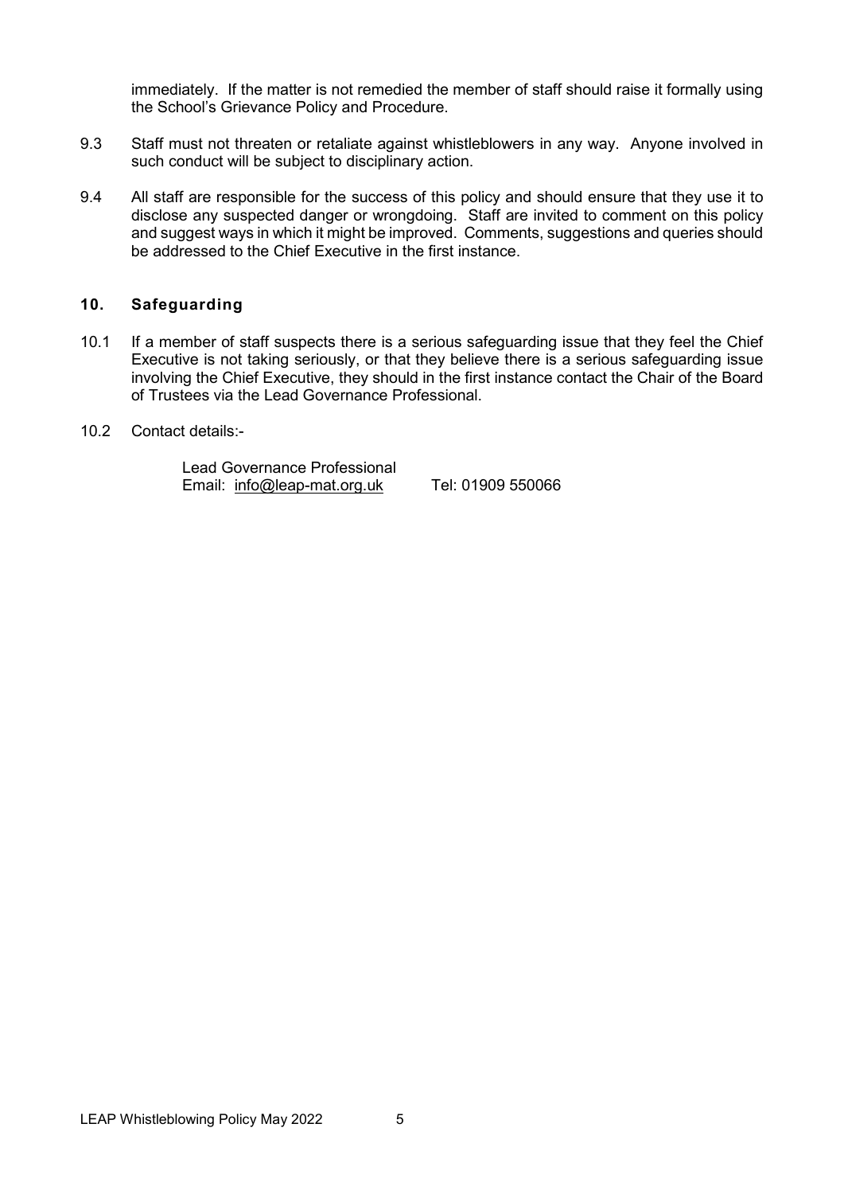immediately. If the matter is not remedied the member of staff should raise it formally using the School's Grievance Policy and Procedure.

9.3 Staff must not threaten or retaliate against whistleblowers in any way. Anyone involved in such conduct will be subject to disciplinary action.

9.4 All staff are responsible for the success of this policy and should ensure that they use it to disclose any suspected danger or wrongdoing. Staff are invited to comment on this policy and suggest ways in which it might be improved. Comments, suggestions and queries should be addressed to the Chief Executive in the first instance.

## 10. Safeguarding

10.1 If a member of staff suspects there is a serious safeguarding issue that they feel the Chief Executive is not taking seriously, or that they believe there is a serious safeguarding issue involving the Chief Executive, they should in the first instance contact the Chair of the Board of Trustees via the Lead Governance Professional.

10.2 Contact details:-

Lead Governance Professional
Email: info@leap-mat.org.uk Tel: 01909 550066